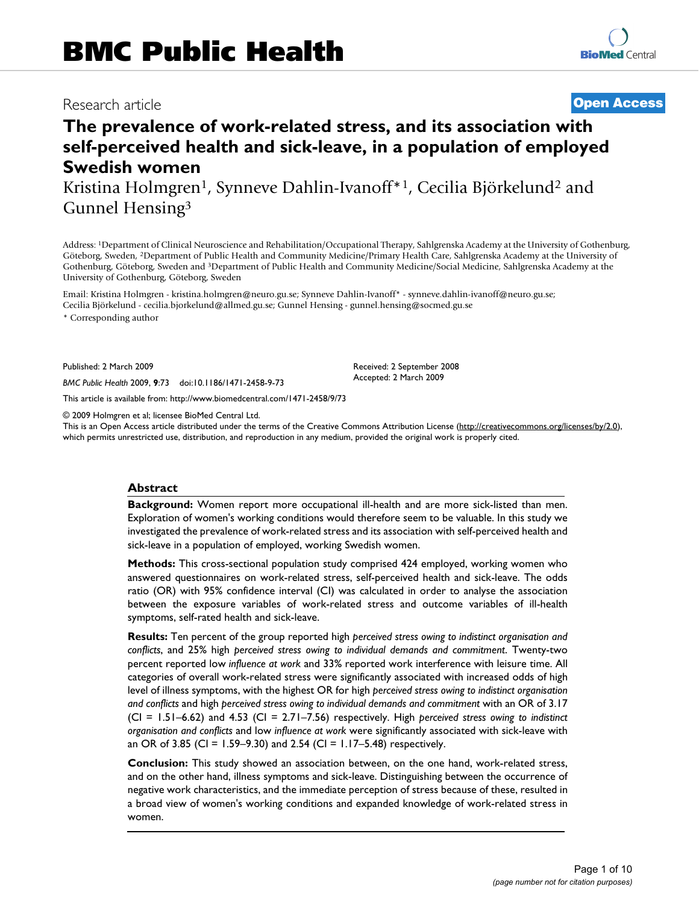Research article

**Open Access**

# The prevalence of work-related stress, and its association with self-perceived health and sick-leave, in a population of employed Swedish women

Kristina Holmgren[1], Synneve Dahlin-Ivanoff*[1], Cecilia Björkelund[2] and Gunnel Hensing[3]

Address: [1]Department of Clinical Neuroscience and Rehabilitation/Occupational Therapy, Sahlgrenska Academy at the University of Gothenburg, Göteborg, Sweden, [2]Department of Public Health and Community Medicine/Primary Health Care, Sahlgrenska Academy at the University of Gothenburg, Göteborg, Sweden and [3]Department of Public Health and Community Medicine/Social Medicine, Sahlgrenska Academy at the University of Gothenburg, Göteborg, Sweden

Email: Kristina Holmgren - kristina.holmgren@neuro.gu.se; Synneve Dahlin-Ivanoff* - synneve.dahlin-ivanoff@neuro.gu.se; Cecilia Björkelund - cecilia.bjorkelund@allmed.gu.se; Gunnel Hensing - gunnel.hensing@socmed.gu.se

* Corresponding author

Published: 2 March 2009

*BMC Public Health* 2009, **9**:73 doi:10.1186/1471-2458-9-73

Received: 2 September 2008
Accepted: 2 March 2009

This article is available from: http://www.biomedcentral.com/1471-2458/9/73

© 2009 Holmgren et al; licensee BioMed Central Ltd.
This is an Open Access article distributed under the terms of the Creative Commons Attribution License (http://creativecommons.org/licenses/by/2.0), which permits unrestricted use, distribution, and reproduction in any medium, provided the original work is properly cited.

## Abstract

**Background:** Women report more occupational ill-health and are more sick-listed than men. Exploration of women's working conditions would therefore seem to be valuable. In this study we investigated the prevalence of work-related stress and its association with self-perceived health and sick-leave in a population of employed, working Swedish women.

**Methods:** This cross-sectional population study comprised 424 employed, working women who answered questionnaires on work-related stress, self-perceived health and sick-leave. The odds ratio (OR) with 95% confidence interval (CI) was calculated in order to analyse the association between the exposure variables of work-related stress and outcome variables of ill-health symptoms, self-rated health and sick-leave.

**Results:** Ten percent of the group reported high *perceived stress owing to indistinct organisation and conflicts*, and 25% high *perceived stress owing to individual demands and commitment*. Twenty-two percent reported low *influence at work* and 33% reported work interference with leisure time. All categories of overall work-related stress were significantly associated with increased odds of high level of illness symptoms, with the highest OR for high *perceived stress owing to indistinct organisation and conflicts* and high *perceived stress owing to individual demands and commitment* with an OR of 3.17 (CI = 1.51–6.62) and 4.53 (CI = 2.71–7.56) respectively. High *perceived stress owing to indistinct organisation and conflicts* and low *influence at work* were significantly associated with sick-leave with an OR of 3.85 (CI = 1.59–9.30) and 2.54 (CI = 1.17–5.48) respectively.

**Conclusion:** This study showed an association between, on the one hand, work-related stress, and on the other hand, illness symptoms and sick-leave. Distinguishing between the occurrence of negative work characteristics, and the immediate perception of stress because of these, resulted in a broad view of women's working conditions and expanded knowledge of work-related stress in women.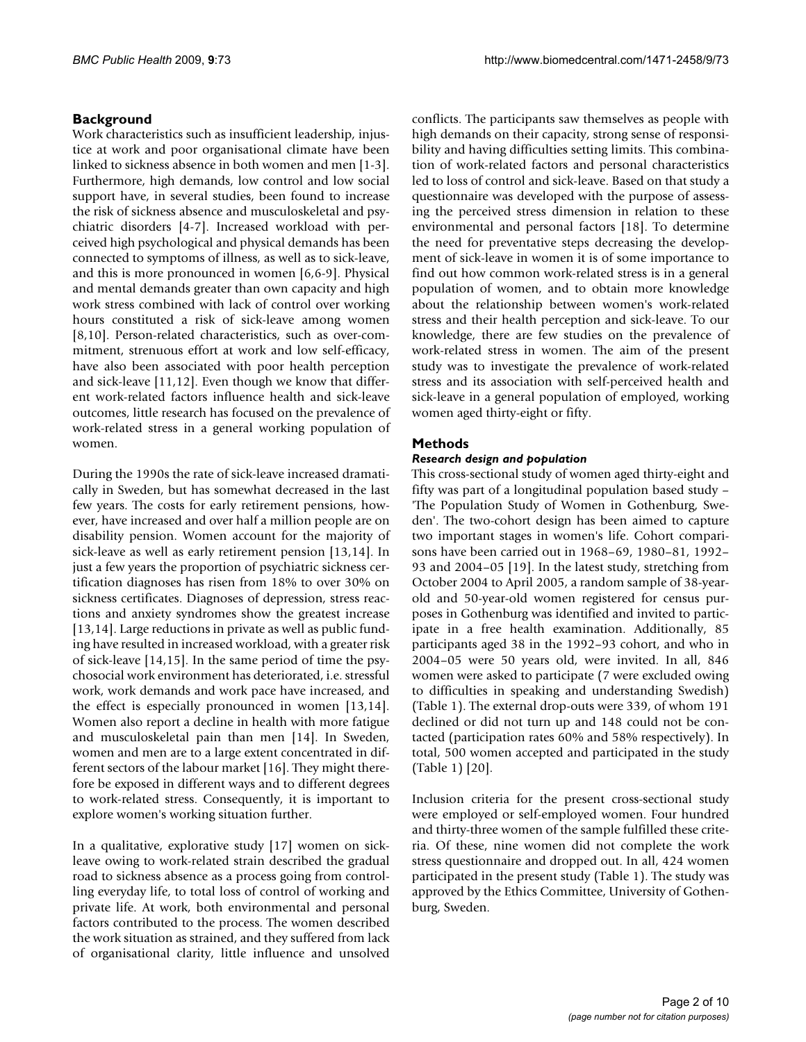## Background

Work characteristics such as insufficient leadership, injustice at work and poor organisational climate have been linked to sickness absence in both women and men [1-3]. Furthermore, high demands, low control and low social support have, in several studies, been found to increase the risk of sickness absence and musculoskeletal and psychiatric disorders [4-7]. Increased workload with perceived high psychological and physical demands has been connected to symptoms of illness, as well as to sick-leave, and this is more pronounced in women [6,6-9]. Physical and mental demands greater than own capacity and high work stress combined with lack of control over working hours constituted a risk of sick-leave among women [8,10]. Person-related characteristics, such as over-commitment, strenuous effort at work and low self-efficacy, have also been associated with poor health perception and sick-leave [11,12]. Even though we know that different work-related factors influence health and sick-leave outcomes, little research has focused on the prevalence of work-related stress in a general working population of women.

During the 1990s the rate of sick-leave increased dramatically in Sweden, but has somewhat decreased in the last few years. The costs for early retirement pensions, however, have increased and over half a million people are on disability pension. Women account for the majority of sick-leave as well as early retirement pension [13,14]. In just a few years the proportion of psychiatric sickness certification diagnoses has risen from 18% to over 30% on sickness certificates. Diagnoses of depression, stress reactions and anxiety syndromes show the greatest increase [13,14]. Large reductions in private as well as public funding have resulted in increased workload, with a greater risk of sick-leave [14,15]. In the same period of time the psychosocial work environment has deteriorated, i.e. stressful work, work demands and work pace have increased, and the effect is especially pronounced in women [13,14]. Women also report a decline in health with more fatigue and musculoskeletal pain than men [14]. In Sweden, women and men are to a large extent concentrated in different sectors of the labour market [16]. They might therefore be exposed in different ways and to different degrees to work-related stress. Consequently, it is important to explore women's working situation further.

In a qualitative, explorative study [17] women on sick-leave owing to work-related strain described the gradual road to sickness absence as a process going from controlling everyday life, to total loss of control of working and private life. At work, both environmental and personal factors contributed to the process. The women described the work situation as strained, and they suffered from lack of organisational clarity, little influence and unsolved conflicts. The participants saw themselves as people with high demands on their capacity, strong sense of responsibility and having difficulties setting limits. This combination of work-related factors and personal characteristics led to loss of control and sick-leave. Based on that study a questionnaire was developed with the purpose of assessing the perceived stress dimension in relation to these environmental and personal factors [18]. To determine the need for preventative steps decreasing the development of sick-leave in women it is of some importance to find out how common work-related stress is in a general population of women, and to obtain more knowledge about the relationship between women's work-related stress and their health perception and sick-leave. To our knowledge, there are few studies on the prevalence of work-related stress in women. The aim of the present study was to investigate the prevalence of work-related stress and its association with self-perceived health and sick-leave in a general population of employed, working women aged thirty-eight or fifty.

## Methods

### *Research design and population*

This cross-sectional study of women aged thirty-eight and fifty was part of a longitudinal population based study – 'The Population Study of Women in Gothenburg, Sweden'. The two-cohort design has been aimed to capture two important stages in women's life. Cohort comparisons have been carried out in 1968–69, 1980–81, 1992–93 and 2004–05 [19]. In the latest study, stretching from October 2004 to April 2005, a random sample of 38-year-old and 50-year-old women registered for census purposes in Gothenburg was identified and invited to participate in a free health examination. Additionally, 85 participants aged 38 in the 1992–93 cohort, and who in 2004–05 were 50 years old, were invited. In all, 846 women were asked to participate (7 were excluded owing to difficulties in speaking and understanding Swedish) (Table 1). The external drop-outs were 339, of whom 191 declined or did not turn up and 148 could not be contacted (participation rates 60% and 58% respectively). In total, 500 women accepted and participated in the study (Table 1) [20].

Inclusion criteria for the present cross-sectional study were employed or self-employed women. Four hundred and thirty-three women of the sample fulfilled these criteria. Of these, nine women did not complete the work stress questionnaire and dropped out. In all, 424 women participated in the present study (Table 1). The study was approved by the Ethics Committee, University of Gothenburg, Sweden.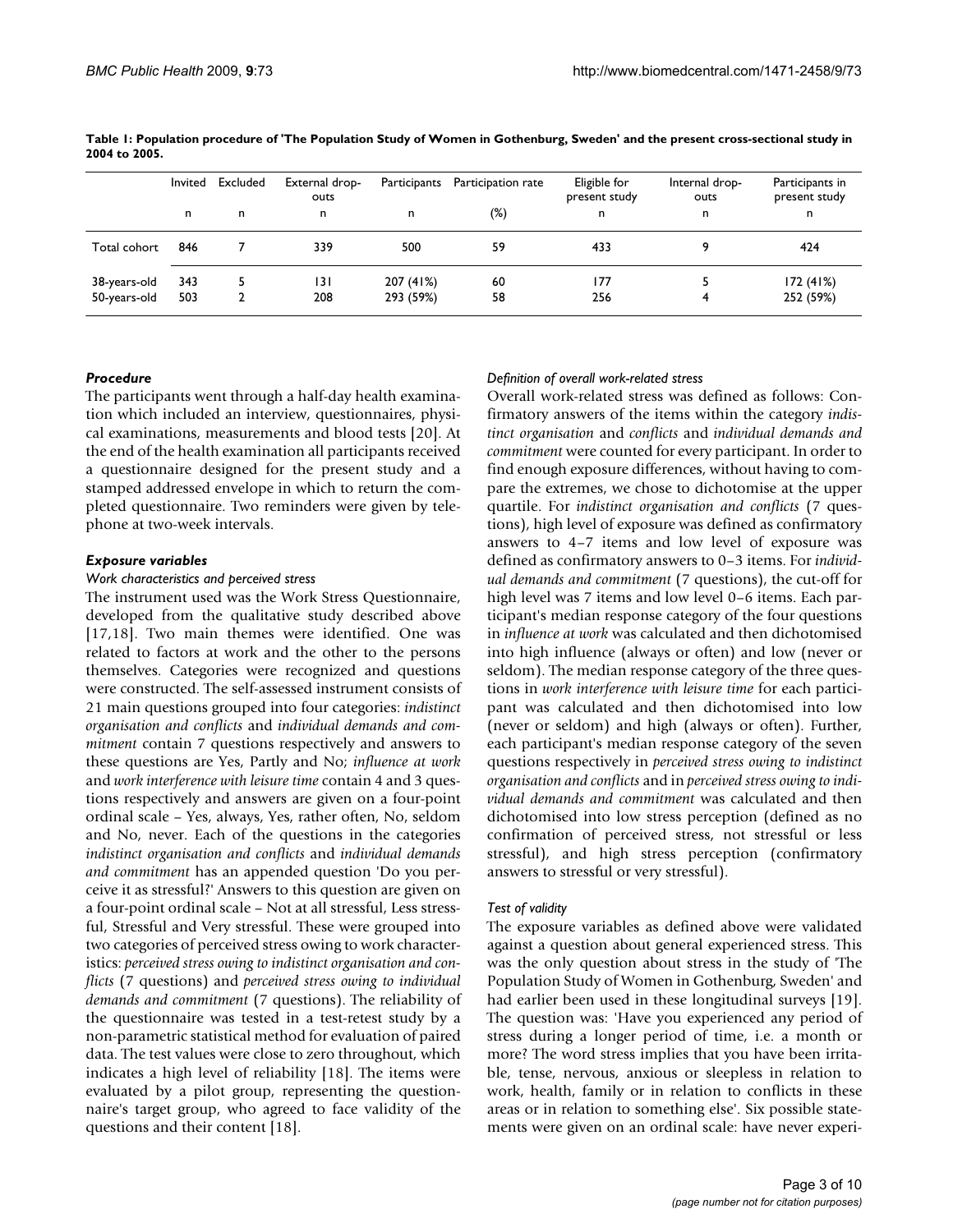**Table 1: Population procedure of 'The Population Study of Women in Gothenburg, Sweden' and the present cross-sectional study in 2004 to 2005.**

| | Invited | Excluded | External drop-outs | Participants | Participation rate | Eligible for present study | Internal drop-outs | Participants in present study |
|---|---|---|---|---|---|---|---|---|
| | n | n | n | n | (%) | n | n | n |
| Total cohort | 846 | 7 | 339 | 500 | 59 | 433 | 9 | 424 |
| 38-years-old | 343 | 5 | 131 | 207 (41%) | 60 | 177 | 5 | 172 (41%) |
| 50-years-old | 503 | 2 | 208 | 293 (59%) | 58 | 256 | 4 | 252 (59%) |

### *Procedure*

The participants went through a half-day health examination which included an interview, questionnaires, physical examinations, measurements and blood tests [20]. At the end of the health examination all participants received a questionnaire designed for the present study and a stamped addressed envelope in which to return the completed questionnaire. Two reminders were given by telephone at two-week intervals.

### *Exposure variables*

*Work characteristics and perceived stress*

The instrument used was the Work Stress Questionnaire, developed from the qualitative study described above [17,18]. Two main themes were identified. One was related to factors at work and the other to the persons themselves. Categories were recognized and questions were constructed. The self-assessed instrument consists of 21 main questions grouped into four categories: *indistinct organisation and conflicts* and *individual demands and commitment* contain 7 questions respectively and answers to these questions are Yes, Partly and No; *influence at work* and *work interference with leisure time* contain 4 and 3 questions respectively and answers are given on a four-point ordinal scale – Yes, always, Yes, rather often, No, seldom and No, never. Each of the questions in the categories *indistinct organisation and conflicts* and *individual demands and commitment* has an appended question 'Do you perceive it as stressful?' Answers to this question are given on a four-point ordinal scale – Not at all stressful, Less stressful, Stressful and Very stressful. These were grouped into two categories of perceived stress owing to work characteristics: *perceived stress owing to indistinct organisation and conflicts* (7 questions) and *perceived stress owing to individual demands and commitment* (7 questions). The reliability of the questionnaire was tested in a test-retest study by a non-parametric statistical method for evaluation of paired data. The test values were close to zero throughout, which indicates a high level of reliability [18]. The items were evaluated by a pilot group, representing the questionnaire's target group, who agreed to face validity of the questions and their content [18].

*Definition of overall work-related stress*

Overall work-related stress was defined as follows: Confirmatory answers of the items within the category *indistinct organisation* and *conflicts* and *individual demands and commitment* were counted for every participant. In order to find enough exposure differences, without having to compare the extremes, we chose to dichotomise at the upper quartile. For *indistinct organisation and conflicts* (7 questions), high level of exposure was defined as confirmatory answers to 4–7 items and low level of exposure was defined as confirmatory answers to 0–3 items. For *individual demands and commitment* (7 questions), the cut-off for high level was 7 items and low level 0–6 items. Each participant's median response category of the four questions in *influence at work* was calculated and then dichotomised into high influence (always or often) and low (never or seldom). The median response category of the three questions in *work interference with leisure time* for each participant was calculated and then dichotomised into low (never or seldom) and high (always or often). Further, each participant's median response category of the seven questions respectively in *perceived stress owing to indistinct organisation and conflicts* and in *perceived stress owing to individual demands and commitment* was calculated and then dichotomised into low stress perception (defined as no confirmation of perceived stress, not stressful or less stressful), and high stress perception (confirmatory answers to stressful or very stressful).

*Test of validity*

The exposure variables as defined above were validated against a question about general experienced stress. This was the only question about stress in the study of 'The Population Study of Women in Gothenburg, Sweden' and had earlier been used in these longitudinal surveys [19]. The question was: 'Have you experienced any period of stress during a longer period of time, i.e. a month or more? The word stress implies that you have been irritable, tense, nervous, anxious or sleepless in relation to work, health, family or in relation to conflicts in these areas or in relation to something else'. Six possible statements were given on an ordinal scale: have never experi-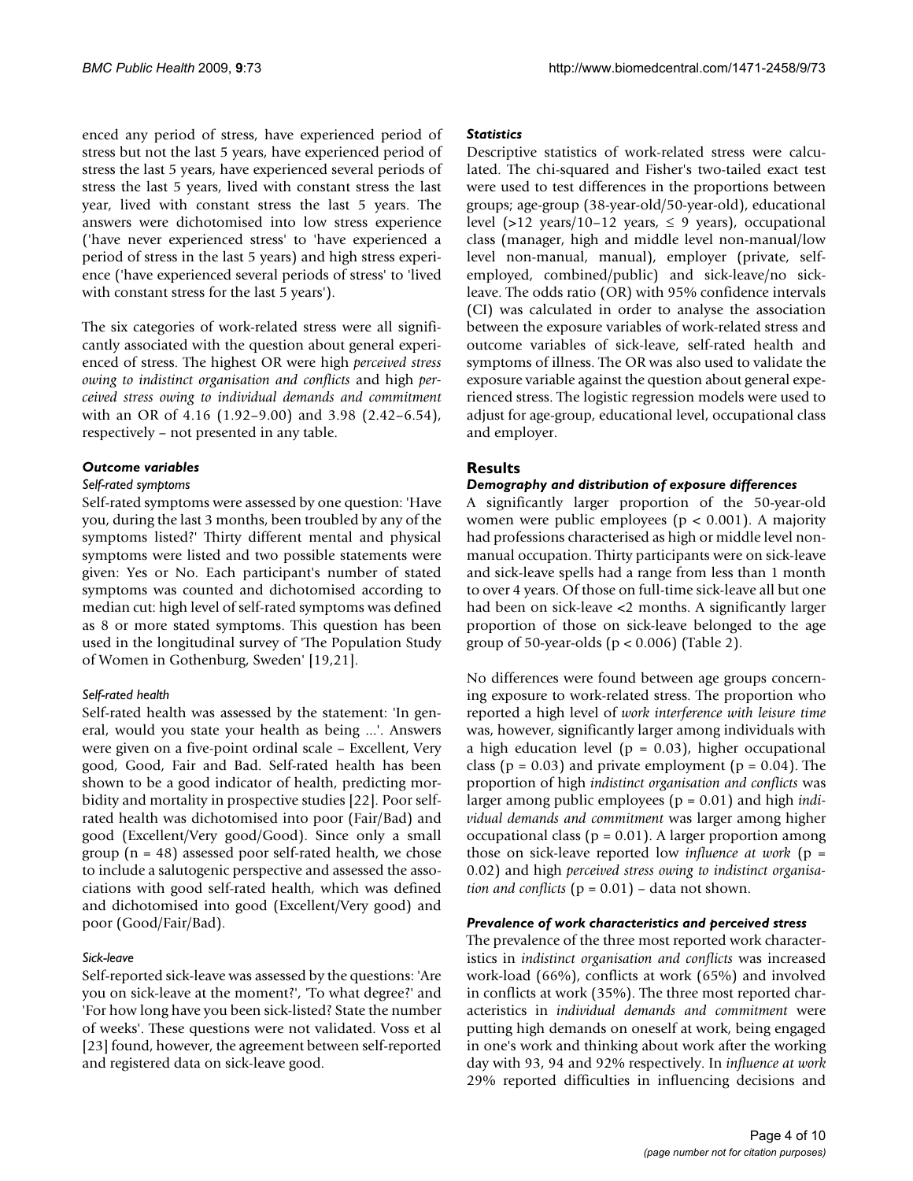enced any period of stress, have experienced period of stress but not the last 5 years, have experienced period of stress the last 5 years, have experienced several periods of stress the last 5 years, lived with constant stress the last year, lived with constant stress the last 5 years. The answers were dichotomised into low stress experience ('have never experienced stress' to 'have experienced a period of stress in the last 5 years) and high stress experience ('have experienced several periods of stress' to 'lived with constant stress for the last 5 years').

The six categories of work-related stress were all significantly associated with the question about general experienced of stress. The highest OR were high *perceived stress owing to indistinct organisation and conflicts* and high *perceived stress owing to individual demands and commitment* with an OR of 4.16 (1.92–9.00) and 3.98 (2.42–6.54), respectively – not presented in any table.

### *Outcome variables*

#### *Self-rated symptoms*

Self-rated symptoms were assessed by one question: 'Have you, during the last 3 months, been troubled by any of the symptoms listed?' Thirty different mental and physical symptoms were listed and two possible statements were given: Yes or No. Each participant's number of stated symptoms was counted and dichotomised according to median cut: high level of self-rated symptoms was defined as 8 or more stated symptoms. This question has been used in the longitudinal survey of 'The Population Study of Women in Gothenburg, Sweden' [19,21].

#### *Self-rated health*

Self-rated health was assessed by the statement: 'In general, would you state your health as being ...'. Answers were given on a five-point ordinal scale – Excellent, Very good, Good, Fair and Bad. Self-rated health has been shown to be a good indicator of health, predicting morbidity and mortality in prospective studies [22]. Poor self-rated health was dichotomised into poor (Fair/Bad) and good (Excellent/Very good/Good). Since only a small group (n = 48) assessed poor self-rated health, we chose to include a salutogenic perspective and assessed the associations with good self-rated health, which was defined and dichotomised into good (Excellent/Very good) and poor (Good/Fair/Bad).

#### *Sick-leave*

Self-reported sick-leave was assessed by the questions: 'Are you on sick-leave at the moment?', 'To what degree?' and 'For how long have you been sick-listed? State the number of weeks'. These questions were not validated. Voss et al [23] found, however, the agreement between self-reported and registered data on sick-leave good.

### *Statistics*

Descriptive statistics of work-related stress were calculated. The chi-squared and Fisher's two-tailed exact test were used to test differences in the proportions between groups; age-group (38-year-old/50-year-old), educational level (>12 years/10–12 years, ≤ 9 years), occupational class (manager, high and middle level non-manual/low level non-manual, manual), employer (private, self-employed, combined/public) and sick-leave/no sick-leave. The odds ratio (OR) with 95% confidence intervals (CI) was calculated in order to analyse the association between the exposure variables of work-related stress and outcome variables of sick-leave, self-rated health and symptoms of illness. The OR was also used to validate the exposure variable against the question about general experienced stress. The logistic regression models were used to adjust for age-group, educational level, occupational class and employer.

## Results

### *Demography and distribution of exposure differences*

A significantly larger proportion of the 50-year-old women were public employees ($p < 0.001$). A majority had professions characterised as high or middle level non-manual occupation. Thirty participants were on sick-leave and sick-leave spells had a range from less than 1 month to over 4 years. Of those on full-time sick-leave all but one had been on sick-leave <2 months. A significantly larger proportion of those on sick-leave belonged to the age group of 50-year-olds ($p < 0.006$) (Table 2).

No differences were found between age groups concerning exposure to work-related stress. The proportion who reported a high level of *work interference with leisure time* was, however, significantly larger among individuals with a high education level ($p = 0.03$), higher occupational class ($p = 0.03$) and private employment ($p = 0.04$). The proportion of high *indistinct organisation and conflicts* was larger among public employees ($p = 0.01$) and high *individual demands and commitment* was larger among higher occupational class ($p = 0.01$). A larger proportion among those on sick-leave reported low *influence at work* ($p = 0.02$) and high *perceived stress owing to indistinct organisation and conflicts* ($p = 0.01$) – data not shown.

### *Prevalence of work characteristics and perceived stress*

The prevalence of the three most reported work characteristics in *indistinct organisation and conflicts* was increased work-load (66%), conflicts at work (65%) and involved in conflicts at work (35%). The three most reported characteristics in *individual demands and commitment* were putting high demands on oneself at work, being engaged in one's work and thinking about work after the working day with 93, 94 and 92% respectively. In *influence at work* 29% reported difficulties in influencing decisions and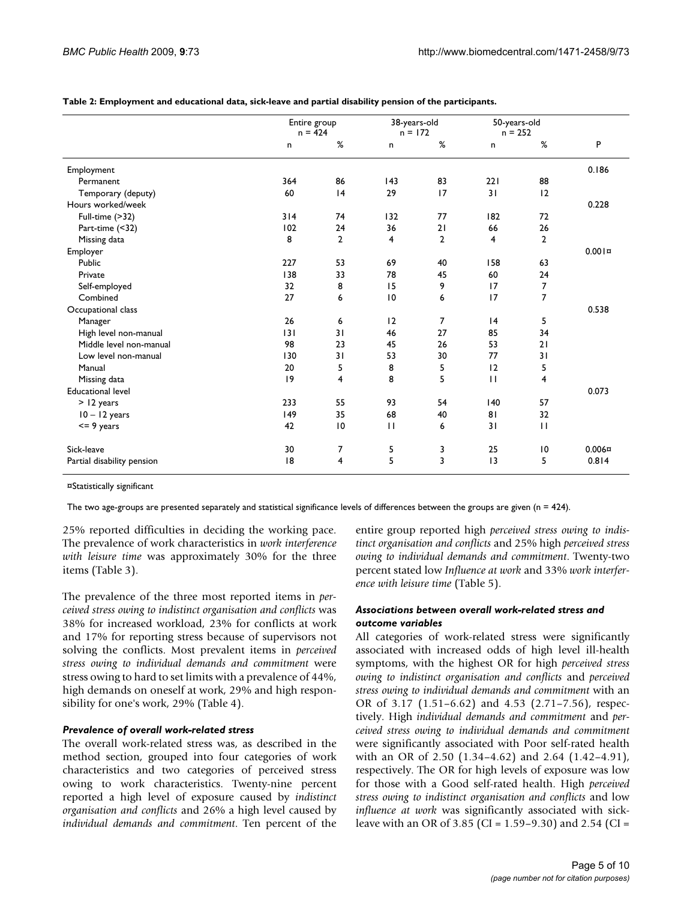**Table 2: Employment and educational data, sick-leave and partial disability pension of the participants.**

| | Entire group n = 424 | | 38-years-old n = 172 | | 50-years-old n = 252 | | |
|---|---|---|---|---|---|---|---|
| | n | % | n | % | n | % | P |
| Employment | | | | | | | 0.186 |
| Permanent | 364 | 86 | 143 | 83 | 221 | 88 | |
| Temporary (deputy) | 60 | 14 | 29 | 17 | 31 | 12 | |
| Hours worked/week | | | | | | | 0.228 |
| Full-time (>32) | 314 | 74 | 132 | 77 | 182 | 72 | |
| Part-time (<32) | 102 | 24 | 36 | 21 | 66 | 26 | |
| Missing data | 8 | 2 | 4 | 2 | 4 | 2 | |
| Employer | | | | | | | 0.001¤ |
| Public | 227 | 53 | 69 | 40 | 158 | 63 | |
| Private | 138 | 33 | 78 | 45 | 60 | 24 | |
| Self-employed | 32 | 8 | 15 | 9 | 17 | 7 | |
| Combined | 27 | 6 | 10 | 6 | 17 | 7 | |
| Occupational class | | | | | | | 0.538 |
| Manager | 26 | 6 | 12 | 7 | 14 | 5 | |
| High level non-manual | 131 | 31 | 46 | 27 | 85 | 34 | |
| Middle level non-manual | 98 | 23 | 45 | 26 | 53 | 21 | |
| Low level non-manual | 130 | 31 | 53 | 30 | 77 | 31 | |
| Manual | 20 | 5 | 8 | 5 | 12 | 5 | |
| Missing data | 19 | 4 | 8 | 5 | 11 | 4 | |
| Educational level | | | | | | | 0.073 |
| > 12 years | 233 | 55 | 93 | 54 | 140 | 57 | |
| 10 – 12 years | 149 | 35 | 68 | 40 | 81 | 32 | |
| <= 9 years | 42 | 10 | 11 | 6 | 31 | 11 | |
| Sick-leave | 30 | 7 | 5 | 3 | 25 | 10 | 0.006¤ |
| Partial disability pension | 18 | 4 | 5 | 3 | 13 | 5 | 0.814 |

¤Statistically significant

The two age-groups are presented separately and statistical significance levels of differences between the groups are given (n = 424).

25% reported difficulties in deciding the working pace. The prevalence of work characteristics in *work interference with leisure time* was approximately 30% for the three items (Table 3).

The prevalence of the three most reported items in *perceived stress owing to indistinct organisation and conflicts* was 38% for increased workload, 23% for conflicts at work and 17% for reporting stress because of supervisors not solving the conflicts. Most prevalent items in *perceived stress owing to individual demands and commitment* were stress owing to hard to set limits with a prevalence of 44%, high demands on oneself at work, 29% and high responsibility for one's work, 29% (Table 4).

### *Prevalence of overall work-related stress*

The overall work-related stress was, as described in the method section, grouped into four categories of work characteristics and two categories of perceived stress owing to work characteristics. Twenty-nine percent reported a high level of exposure caused by *indistinct organisation and conflicts* and 26% a high level caused by *individual demands and commitment*. Ten percent of the entire group reported high *perceived stress owing to indistinct organisation and conflicts* and 25% high *perceived stress owing to individual demands and commitment*. Twenty-two percent stated low *Influence at work* and 33% *work interference with leisure time* (Table 5).

### *Associations between overall work-related stress and outcome variables*

All categories of work-related stress were significantly associated with increased odds of high level ill-health symptoms, with the highest OR for high *perceived stress owing to indistinct organisation and conflicts* and *perceived stress owing to individual demands and commitment* with an OR of 3.17 (1.51–6.62) and 4.53 (2.71–7.56), respectively. High *individual demands and commitment* and *perceived stress owing to individual demands and commitment* were significantly associated with Poor self-rated health with an OR of 2.50 (1.34–4.62) and 2.64 (1.42–4.91), respectively. The OR for high levels of exposure was low for those with a Good self-rated health. High *perceived stress owing to indistinct organisation and conflicts* and low *influence at work* was significantly associated with sick-leave with an OR of 3.85 (CI = 1.59–9.30) and 2.54 (CI =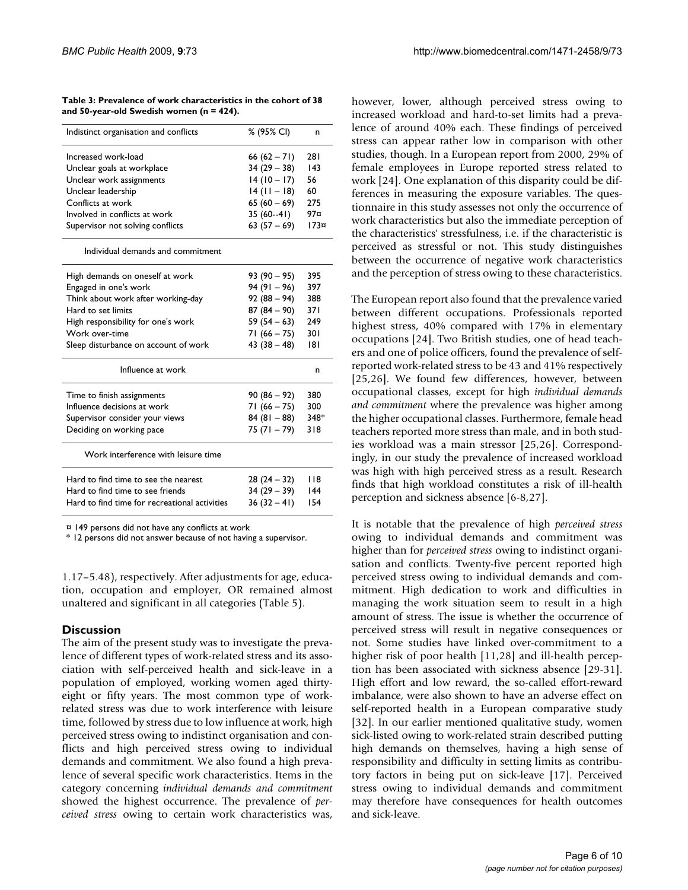**Table 3: Prevalence of work characteristics in the cohort of 38 and 50-year-old Swedish women (n = 424).**

| Indistinct organisation and conflicts | % (95% CI) | n |
| --- | --- | --- |
| Increased work-load | 66 (62 – 71) | 281 |
| Unclear goals at workplace | 34 (29 – 38) | 143 |
| Unclear work assignments | 14 (10 – 17) | 56 |
| Unclear leadership | 14 (11 – 18) | 60 |
| Conflicts at work | 65 (60 – 69) | 275 |
| Involved in conflicts at work | 35 (60--41) | 97¤ |
| Supervisor not solving conflicts | 63 (57 – 69) | 173¤ |
| **Individual demands and commitment** | | |
| High demands on oneself at work | 93 (90 – 95) | 395 |
| Engaged in one's work | 94 (91 – 96) | 397 |
| Think about work after working-day | 92 (88 – 94) | 388 |
| Hard to set limits | 87 (84 – 90) | 371 |
| High responsibility for one's work | 59 (54 – 63) | 249 |
| Work over-time | 71 (66 – 75) | 301 |
| Sleep disturbance on account of work | 43 (38 – 48) | 181 |
| **Influence at work** | | n |
| Time to finish assignments | 90 (86 – 92) | 380 |
| Influence decisions at work | 71 (66 – 75) | 300 |
| Supervisor consider your views | 84 (81 – 88) | 348* |
| Deciding on working pace | 75 (71 – 79) | 318 |
| **Work interference with leisure time** | | |
| Hard to find time to see the nearest | 28 (24 – 32) | 118 |
| Hard to find time to see friends | 34 (29 – 39) | 144 |
| Hard to find time for recreational activities | 36 (32 – 41) | 154 |

¤ 149 persons did not have any conflicts at work
* 12 persons did not answer because of not having a supervisor.

1.17–5.48), respectively. After adjustments for age, education, occupation and employer, OR remained almost unaltered and significant in all categories (Table 5).

## Discussion

The aim of the present study was to investigate the prevalence of different types of work-related stress and its association with self-perceived health and sick-leave in a population of employed, working women aged thirty-eight or fifty years. The most common type of work-related stress was due to work interference with leisure time, followed by stress due to low influence at work, high perceived stress owing to indistinct organisation and conflicts and high perceived stress owing to individual demands and commitment. We also found a high prevalence of several specific work characteristics. Items in the category concerning *individual demands and commitment* showed the highest occurrence. The prevalence of *perceived stress* owing to certain work characteristics was, however, lower, although perceived stress owing to increased workload and hard-to-set limits had a prevalence of around 40% each. These findings of perceived stress can appear rather low in comparison with other studies, though. In a European report from 2000, 29% of female employees in Europe reported stress related to work [24]. One explanation of this disparity could be differences in measuring the exposure variables. The questionnaire in this study assesses not only the occurrence of work characteristics but also the immediate perception of the characteristics' stressfulness, i.e. if the characteristic is perceived as stressful or not. This study distinguishes between the occurrence of negative work characteristics and the perception of stress owing to these characteristics.

The European report also found that the prevalence varied between different occupations. Professionals reported highest stress, 40% compared with 17% in elementary occupations [24]. Two British studies, one of head teachers and one of police officers, found the prevalence of self-reported work-related stress to be 43 and 41% respectively [25,26]. We found few differences, however, between occupational classes, except for high *individual demands and commitment* where the prevalence was higher among the higher occupational classes. Furthermore, female head teachers reported more stress than male, and in both studies workload was a main stressor [25,26]. Correspondingly, in our study the prevalence of increased workload was high with high perceived stress as a result. Research finds that high workload constitutes a risk of ill-health perception and sickness absence [6-8,27].

It is notable that the prevalence of high *perceived stress* owing to individual demands and commitment was higher than for *perceived stress* owing to indistinct organisation and conflicts. Twenty-five percent reported high perceived stress owing to individual demands and commitment. High dedication to work and difficulties in managing the work situation seem to result in a high amount of stress. The issue is whether the occurrence of perceived stress will result in negative consequences or not. Some studies have linked over-commitment to a higher risk of poor health [11,28] and ill-health perception has been associated with sickness absence [29-31]. High effort and low reward, the so-called effort-reward imbalance, were also shown to have an adverse effect on self-reported health in a European comparative study [32]. In our earlier mentioned qualitative study, women sick-listed owing to work-related strain described putting high demands on themselves, having a high sense of responsibility and difficulty in setting limits as contributory factors in being put on sick-leave [17]. Perceived stress owing to individual demands and commitment may therefore have consequences for health outcomes and sick-leave.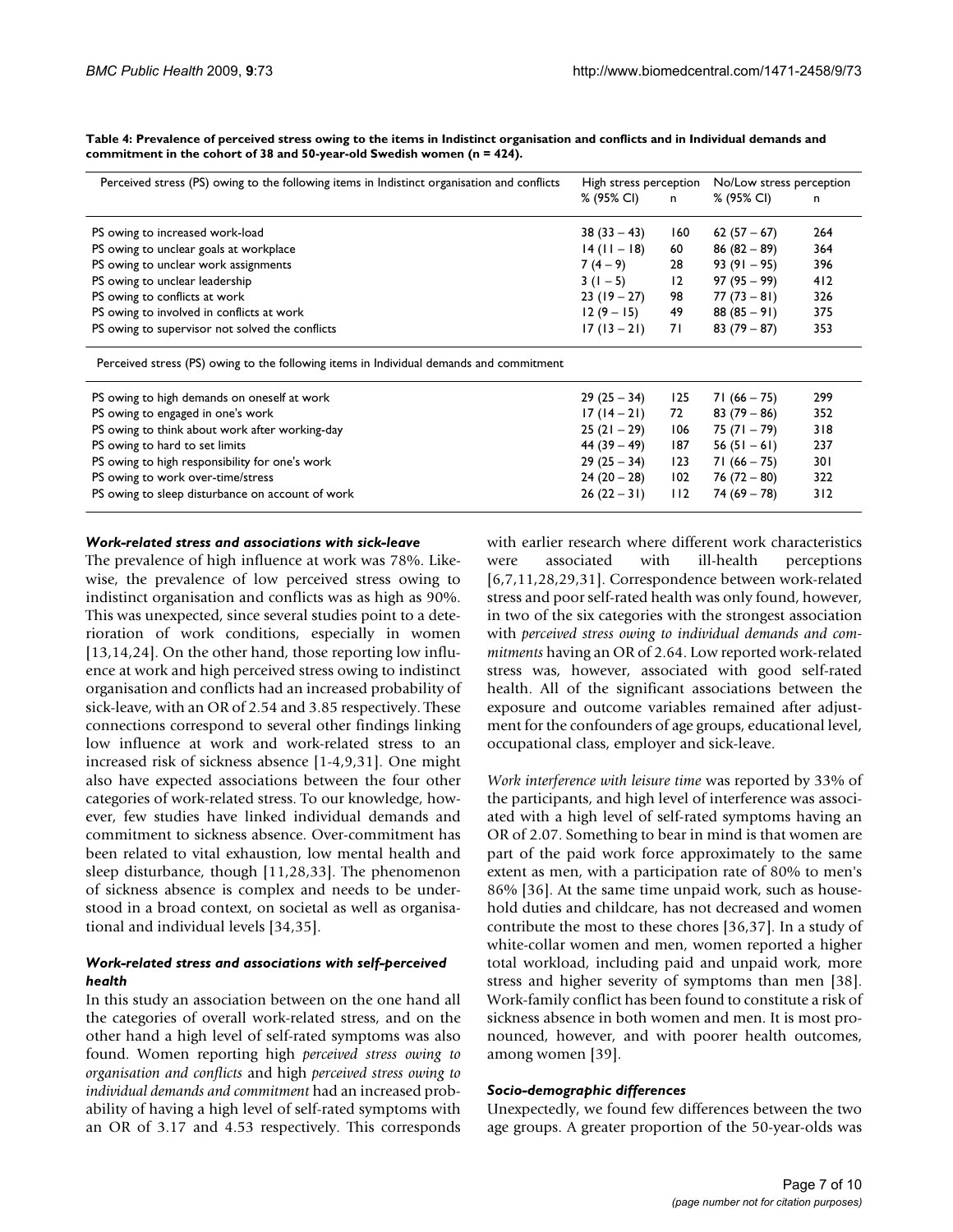**Table 4: Prevalence of perceived stress owing to the items in Indistinct organisation and conflicts and in Individual demands and commitment in the cohort of 38 and 50-year-old Swedish women (n = 424).**

| Perceived stress (PS) owing to the following items in Indistinct organisation and conflicts | High stress perception | | No/Low stress perception | |
|---|---|---|---|---|
| | % (95% CI) | n | % (95% CI) | n |
| PS owing to increased work-load | 38 (33 – 43) | 160 | 62 (57 – 67) | 264 |
| PS owing to unclear goals at workplace | 14 (11 – 18) | 60 | 86 (82 – 89) | 364 |
| PS owing to unclear work assignments | 7 (4 – 9) | 28 | 93 (91 – 95) | 396 |
| PS owing to unclear leadership | 3 (1 – 5) | 12 | 97 (95 – 99) | 412 |
| PS owing to conflicts at work | 23 (19 – 27) | 98 | 77 (73 – 81) | 326 |
| PS owing to involved in conflicts at work | 12 (9 – 15) | 49 | 88 (85 – 91) | 375 |
| PS owing to supervisor not solved the conflicts | 17 (13 – 21) | 71 | 83 (79 – 87) | 353 |
| **Perceived stress (PS) owing to the following items in Individual demands and commitment** | | | | |
| PS owing to high demands on oneself at work | 29 (25 – 34) | 125 | 71 (66 – 75) | 299 |
| PS owing to engaged in one's work | 17 (14 – 21) | 72 | 83 (79 – 86) | 352 |
| PS owing to think about work after working-day | 25 (21 – 29) | 106 | 75 (71 – 79) | 318 |
| PS owing to hard to set limits | 44 (39 – 49) | 187 | 56 (51 – 61) | 237 |
| PS owing to high responsibility for one's work | 29 (25 – 34) | 123 | 71 (66 – 75) | 301 |
| PS owing to work over-time/stress | 24 (20 – 28) | 102 | 76 (72 – 80) | 322 |
| PS owing to sleep disturbance on account of work | 26 (22 – 31) | 112 | 74 (69 – 78) | 312 |

### *Work-related stress and associations with sick-leave*

The prevalence of high influence at work was 78%. Likewise, the prevalence of low perceived stress owing to indistinct organisation and conflicts was as high as 90%. This was unexpected, since several studies point to a deterioration of work conditions, especially in women [13,14,24]. On the other hand, those reporting low influence at work and high perceived stress owing to indistinct organisation and conflicts had an increased probability of sick-leave, with an OR of 2.54 and 3.85 respectively. These connections correspond to several other findings linking low influence at work and work-related stress to an increased risk of sickness absence [1-4,9,31]. One might also have expected associations between the four other categories of work-related stress. To our knowledge, however, few studies have linked individual demands and commitment to sickness absence. Over-commitment has been related to vital exhaustion, low mental health and sleep disturbance, though [11,28,33]. The phenomenon of sickness absence is complex and needs to be understood in a broad context, on societal as well as organisational and individual levels [34,35].

### *Work-related stress and associations with self-perceived health*

In this study an association between on the one hand all the categories of overall work-related stress, and on the other hand a high level of self-rated symptoms was also found. Women reporting high *perceived stress owing to organisation and conflicts* and high *perceived stress owing to individual demands and commitment* had an increased probability of having a high level of self-rated symptoms with an OR of 3.17 and 4.53 respectively. This corresponds with earlier research where different work characteristics were associated with ill-health perceptions [6,7,11,28,29,31]. Correspondence between work-related stress and poor self-rated health was only found, however, in two of the six categories with the strongest association with *perceived stress owing to individual demands and commitments* having an OR of 2.64. Low reported work-related stress was, however, associated with good self-rated health. All of the significant associations between the exposure and outcome variables remained after adjustment for the confounders of age groups, educational level, occupational class, employer and sick-leave.

*Work interference with leisure time* was reported by 33% of the participants, and high level of interference was associated with a high level of self-rated symptoms having an OR of 2.07. Something to bear in mind is that women are part of the paid work force approximately to the same extent as men, with a participation rate of 80% to men's 86% [36]. At the same time unpaid work, such as household duties and childcare, has not decreased and women contribute the most to these chores [36,37]. In a study of white-collar women and men, women reported a higher total workload, including paid and unpaid work, more stress and higher severity of symptoms than men [38]. Work-family conflict has been found to constitute a risk of sickness absence in both women and men. It is most pronounced, however, and with poorer health outcomes, among women [39].

### *Socio-demographic differences*

Unexpectedly, we found few differences between the two age groups. A greater proportion of the 50-year-olds was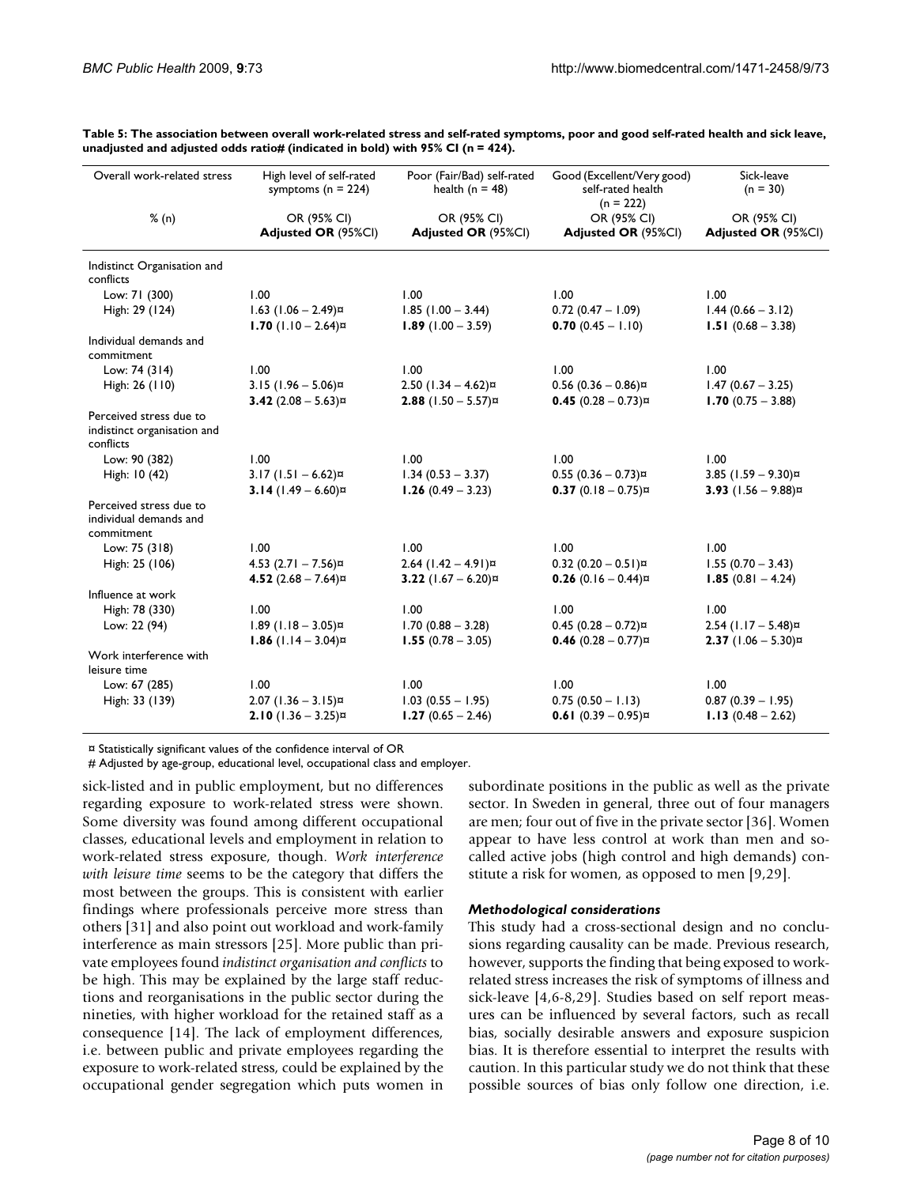**Table 5: The association between overall work-related stress and self-rated symptoms, poor and good self-rated health and sick leave, unadjusted and adjusted odds ratio# (indicated in bold) with 95% CI (n = 424).**

| Overall work-related stress | High level of self-rated symptoms (n = 224) | Poor (Fair/Bad) self-rated health (n = 48) | Good (Excellent/Very good) self-rated health (n = 222) | Sick-leave (n = 30) |
|---|---|---|---|---|
| % (n) | OR (95% CI) **Adjusted OR** (95%CI) | OR (95% CI) **Adjusted OR** (95%CI) | OR (95% CI) **Adjusted OR** (95%CI) | OR (95% CI) **Adjusted OR** (95%CI) |
| Indistinct Organisation and conflicts | | | | |
| Low: 71 (300) | 1.00 | 1.00 | 1.00 | 1.00 |
| High: 29 (124) | 1.63 (1.06 – 2.49)¤ | 1.85 (1.00 – 3.44) | 0.72 (0.47 – 1.09) | 1.44 (0.66 – 3.12) |
| | **1.70** (1.10 – 2.64)¤ | **1.89** (1.00 – 3.59) | **0.70** (0.45 – 1.10) | **1.51** (0.68 – 3.38) |
| Individual demands and commitment | | | | |
| Low: 74 (314) | 1.00 | 1.00 | 1.00 | 1.00 |
| High: 26 (110) | 3.15 (1.96 – 5.06)¤ | 2.50 (1.34 – 4.62)¤ | 0.56 (0.36 – 0.86)¤ | 1.47 (0.67 – 3.25) |
| | **3.42** (2.08 – 5.63)¤ | **2.88** (1.50 – 5.57)¤ | **0.45** (0.28 – 0.73)¤ | **1.70** (0.75 – 3.88) |
| Perceived stress due to indistinct organisation and conflicts | | | | |
| Low: 90 (382) | 1.00 | 1.00 | 1.00 | 1.00 |
| High: 10 (42) | 3.17 (1.51 – 6.62)¤ | 1.34 (0.53 – 3.37) | 0.55 (0.36 – 0.73)¤ | 3.85 (1.59 – 9.30)¤ |
| | **3.14** (1.49 – 6.60)¤ | **1.26** (0.49 – 3.23) | **0.37** (0.18 – 0.75)¤ | **3.93** (1.56 – 9.88)¤ |
| Perceived stress due to individual demands and commitment | | | | |
| Low: 75 (318) | 1.00 | 1.00 | 1.00 | 1.00 |
| High: 25 (106) | 4.53 (2.71 – 7.56)¤ | 2.64 (1.42 – 4.91)¤ | 0.32 (0.20 – 0.51)¤ | 1.55 (0.70 – 3.43) |
| | **4.52** (2.68 – 7.64)¤ | **3.22** (1.67 – 6.20)¤ | **0.26** (0.16 – 0.44)¤ | **1.85** (0.81 – 4.24) |
| Influence at work | | | | |
| High: 78 (330) | 1.00 | 1.00 | 1.00 | 1.00 |
| Low: 22 (94) | 1.89 (1.18 – 3.05)¤ | 1.70 (0.88 – 3.28) | 0.45 (0.28 – 0.72)¤ | 2.54 (1.17 – 5.48)¤ |
| | **1.86** (1.14 – 3.04)¤ | **1.55** (0.78 – 3.05) | **0.46** (0.28 – 0.77)¤ | **2.37** (1.06 – 5.30)¤ |
| Work interference with leisure time | | | | |
| Low: 67 (285) | 1.00 | 1.00 | 1.00 | 1.00 |
| High: 33 (139) | 2.07 (1.36 – 3.15)¤ | 1.03 (0.55 – 1.95) | 0.75 (0.50 – 1.13) | 0.87 (0.39 – 1.95) |
| | **2.10** (1.36 – 3.25)¤ | **1.27** (0.65 – 2.46) | **0.61** (0.39 – 0.95)¤ | **1.13** (0.48 – 2.62) |

¤ Statistically significant values of the confidence interval of OR

# Adjusted by age-group, educational level, occupational class and employer.

sick-listed and in public employment, but no differences regarding exposure to work-related stress were shown. Some diversity was found among different occupational classes, educational levels and employment in relation to work-related stress exposure, though. *Work interference with leisure time* seems to be the category that differs the most between the groups. This is consistent with earlier findings where professionals perceive more stress than others [31] and also point out workload and work-family interference as main stressors [25]. More public than private employees found *indistinct organisation and conflicts* to be high. This may be explained by the large staff reductions and reorganisations in the public sector during the nineties, with higher workload for the retained staff as a consequence [14]. The lack of employment differences, i.e. between public and private employees regarding the exposure to work-related stress, could be explained by the occupational gender segregation which puts women in subordinate positions in the public as well as the private sector. In Sweden in general, three out of four managers are men; four out of five in the private sector [36]. Women appear to have less control at work than men and so-called active jobs (high control and high demands) constitute a risk for women, as opposed to men [9,29].

### *Methodological considerations*

This study had a cross-sectional design and no conclusions regarding causality can be made. Previous research, however, supports the finding that being exposed to work-related stress increases the risk of symptoms of illness and sick-leave [4,6-8,29]. Studies based on self report measures can be influenced by several factors, such as recall bias, socially desirable answers and exposure suspicion bias. It is therefore essential to interpret the results with caution. In this particular study we do not think that these possible sources of bias only follow one direction, i.e.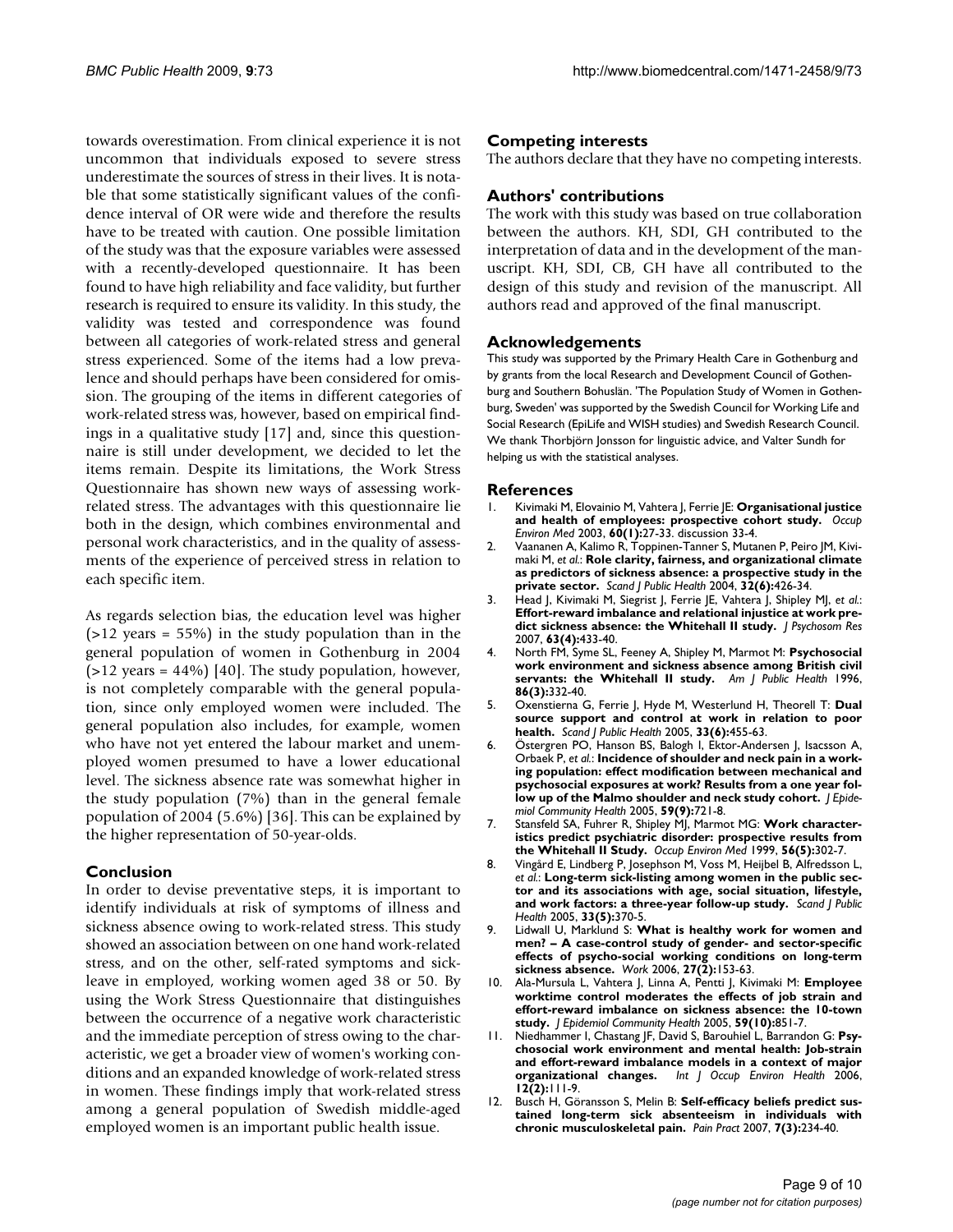towards overestimation. From clinical experience it is not uncommon that individuals exposed to severe stress underestimate the sources of stress in their lives. It is notable that some statistically significant values of the confidence interval of OR were wide and therefore the results have to be treated with caution. One possible limitation of the study was that the exposure variables were assessed with a recently-developed questionnaire. It has been found to have high reliability and face validity, but further research is required to ensure its validity. In this study, the validity was tested and correspondence was found between all categories of work-related stress and general stress experienced. Some of the items had a low prevalence and should perhaps have been considered for omission. The grouping of the items in different categories of work-related stress was, however, based on empirical findings in a qualitative study [17] and, since this questionnaire is still under development, we decided to let the items remain. Despite its limitations, the Work Stress Questionnaire has shown new ways of assessing work-related stress. The advantages with this questionnaire lie both in the design, which combines environmental and personal work characteristics, and in the quality of assessments of the experience of perceived stress in relation to each specific item.

As regards selection bias, the education level was higher (>12 years = 55%) in the study population than in the general population of women in Gothenburg in 2004 (>12 years = 44%) [40]. The study population, however, is not completely comparable with the general population, since only employed women were included. The general population also includes, for example, women who have not yet entered the labour market and unemployed women presumed to have a lower educational level. The sickness absence rate was somewhat higher in the study population (7%) than in the general female population of 2004 (5.6%) [36]. This can be explained by the higher representation of 50-year-olds.

## Conclusion

In order to devise preventative steps, it is important to identify individuals at risk of symptoms of illness and sickness absence owing to work-related stress. This study showed an association between on one hand work-related stress, and on the other, self-rated symptoms and sick-leave in employed, working women aged 38 or 50. By using the Work Stress Questionnaire that distinguishes between the occurrence of a negative work characteristic and the immediate perception of stress owing to the characteristic, we get a broader view of women's working conditions and an expanded knowledge of work-related stress in women. These findings imply that work-related stress among a general population of Swedish middle-aged employed women is an important public health issue.

## Competing interests

The authors declare that they have no competing interests.

## Authors' contributions

The work with this study was based on true collaboration between the authors. KH, SDI, GH contributed to the interpretation of data and in the development of the manuscript. KH, SDI, CB, GH have all contributed to the design of this study and revision of the manuscript. All authors read and approved of the final manuscript.

## Acknowledgements

This study was supported by the Primary Health Care in Gothenburg and by grants from the local Research and Development Council of Gothenburg and Southern Bohuslän. 'The Population Study of Women in Gothenburg, Sweden' was supported by the Swedish Council for Working Life and Social Research (EpiLife and WISH studies) and Swedish Research Council. We thank Thorbjörn Jonsson for linguistic advice, and Valter Sundh for helping us with the statistical analyses.

## References

1. Kivimaki M, Elovainio M, Vahtera J, Ferrie JE: **Organisational justice and health of employees: prospective cohort study.** *Occup Environ Med* 2003, **60(1):**27-33. discussion 33-4.
2. Vaananen A, Kalimo R, Toppinen-Tanner S, Mutanen P, Peiro JM, Kivimaki M, *et al.*: **Role clarity, fairness, and organizational climate as predictors of sickness absence: a prospective study in the private sector.** *Scand J Public Health* 2004, **32(6):**426-34.
3. Head J, Kivimaki M, Siegrist J, Ferrie JE, Vahtera J, Shipley MJ, *et al.*: **Effort-reward imbalance and relational injustice at work predict sickness absence: the Whitehall II study.** *J Psychosom Res* 2007, **63(4):**433-40.
4. North FM, Syme SL, Feeney A, Shipley M, Marmot M: **Psychosocial work environment and sickness absence among British civil servants: the Whitehall II study.** *Am J Public Health* 1996, **86(3):**332-40.
5. Oxenstierna G, Ferrie J, Hyde M, Westerlund H, Theorell T: **Dual source support and control at work in relation to poor health.** *Scand J Public Health* 2005, **33(6):**455-63.
6. Östergren PO, Hanson BS, Balogh I, Ektor-Andersen J, Isacsson A, Orbaek P, *et al.*: **Incidence of shoulder and neck pain in a working population: effect modification between mechanical and psychosocial exposures at work? Results from a one year follow up of the Malmo shoulder and neck study cohort.** *J Epidemiol Community Health* 2005, **59(9):**721-8.
7. Stansfeld SA, Fuhrer R, Shipley MJ, Marmot MG: **Work characteristics predict psychiatric disorder: prospective results from the Whitehall II Study.** *Occup Environ Med* 1999, **56(5):**302-7.
8. Vingård E, Lindberg P, Josephson M, Voss M, Heijbel B, Alfredsson L, *et al.*: **Long-term sick-listing among women in the public sector and its associations with age, social situation, lifestyle, and work factors: a three-year follow-up study.** *Scand J Public Health* 2005, **33(5):**370-5.
9. Lidwall U, Marklund S: **What is healthy work for women and men? – A case-control study of gender- and sector-specific effects of psycho-social working conditions on long-term sickness absence.** *Work* 2006, **27(2):**153-63.
10. Ala-Mursula L, Vahtera J, Linna A, Pentti J, Kivimaki M: **Employee worktime control moderates the effects of job strain and effort-reward imbalance on sickness absence: the 10-town study.** *J Epidemiol Community Health* 2005, **59(10):**851-7.
11. Niedhammer I, Chastang JF, David S, Barouhiel L, Barrandon G: **Psychosocial work environment and mental health: Job-strain and effort-reward imbalance models in a context of major organizational changes.** *Int J Occup Environ Health* 2006, **12(2):**111-9.
12. Busch H, Göransson S, Melin B: **Self-efficacy beliefs predict sustained long-term sick absenteeism in individuals with chronic musculoskeletal pain.** *Pain Pract* 2007, **7(3):**234-40.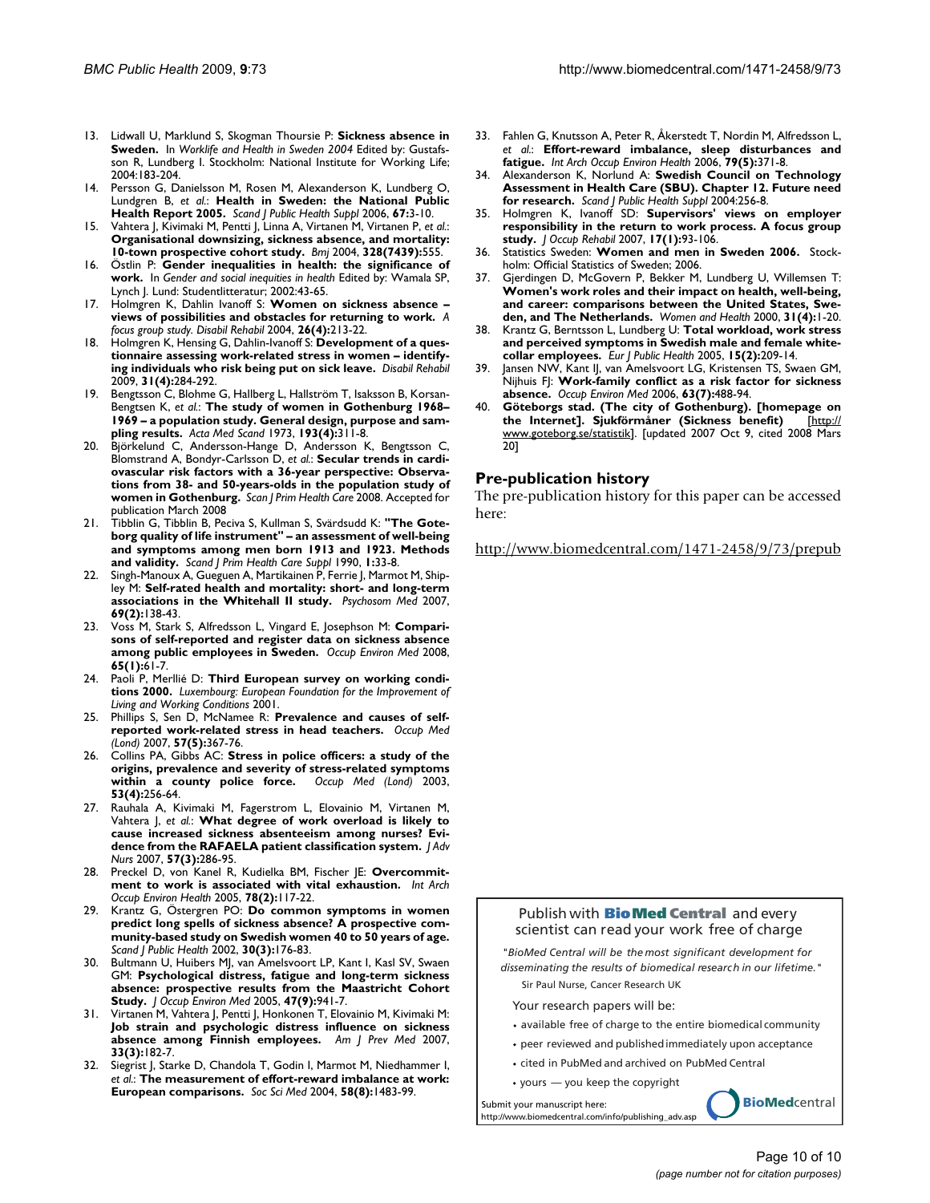13. Lidwall U, Marklund S, Skogman Thoursie P: **Sickness absence in Sweden.** In *Worklife and Health in Sweden 2004* Edited by: Gustafsson R, Lundberg I. Stockholm: National Institute for Working Life; 2004:183-204.
14. Persson G, Danielsson M, Rosen M, Alexanderson K, Lundberg O, Lundgren B, *et al.*: **Health in Sweden: the National Public Health Report 2005.** *Scand J Public Health Suppl* 2006, **67:**3-10.
15. Vahtera J, Kivimaki M, Pentti J, Linna A, Virtanen M, Virtanen P, *et al.*: **Organisational downsizing, sickness absence, and mortality: 10-town prospective cohort study.** *Bmj* 2004, **328(7439):**555.
16. Östlin P: **Gender inequalities in health: the significance of work.** In *Gender and social inequities in health* Edited by: Wamala SP, Lynch J. Lund: Studentlitteratur; 2002:43-65.
17. Holmgren K, Dahlin Ivanoff S: **Women on sickness absence – views of possibilities and obstacles for returning to work.** *A focus group study. Disabil Rehabil* 2004, **26(4):**213-22.
18. Holmgren K, Hensing G, Dahlin-Ivanoff S: **Development of a questionnaire assessing work-related stress in women – identifying individuals who risk being put on sick leave.** *Disabil Rehabil* 2009, **31(4):**284-292.
19. Bengtsson C, Blohme G, Hallberg L, Hallström T, Isaksson B, Korsan-Bengtsen K, *et al.*: **The study of women in Gothenburg 1968–1969 – a population study. General design, purpose and sampling results.** *Acta Med Scand* 1973, **193(4):**311-8.
20. Björkelund C, Andersson-Hange D, Andersson K, Bengtsson C, Blomstrand A, Bondyr-Carlsson D, *et al.*: **Secular trends in cardiovascular risk factors with a 36-year perspective: Observations from 38- and 50-years-olds in the population study of women in Gothenburg.** *Scan J Prim Health Care* 2008. Accepted for publication March 2008
21. Tibblin G, Tibblin B, Peciva S, Kullman S, Svärdsudd K: **"The Goteborg quality of life instrument" – an assessment of well-being and symptoms among men born 1913 and 1923. Methods and validity.** *Scand J Prim Health Care Suppl* 1990, **1:**33-8.
22. Singh-Manoux A, Gueguen A, Martikainen P, Ferrie J, Marmot M, Shipley M: **Self-rated health and mortality: short- and long-term associations in the Whitehall II study.** *Psychosom Med* 2007, **69(2):**138-43.
23. Voss M, Stark S, Alfredsson L, Vingard E, Josephson M: **Comparisons of self-reported and register data on sickness absence among public employees in Sweden.** *Occup Environ Med* 2008, **65(1):**61-7.
24. Paoli P, Merllié D: **Third European survey on working conditions 2000.** *Luxembourg: European Foundation for the Improvement of Living and Working Conditions* 2001.
25. Phillips S, Sen D, McNamee R: **Prevalence and causes of self-reported work-related stress in head teachers.** *Occup Med (Lond)* 2007, **57(5):**367-76.
26. Collins PA, Gibbs AC: **Stress in police officers: a study of the origins, prevalence and severity of stress-related symptoms within a county police force.** *Occup Med (Lond)* 2003, **53(4):**256-64.
27. Rauhala A, Kivimaki M, Fagerstrom L, Elovainio M, Virtanen M, Vahtera J, *et al.*: **What degree of work overload is likely to cause increased sickness absenteeism among nurses? Evidence from the RAFAELA patient classification system.** *J Adv Nurs* 2007, **57(3):**286-95.
28. Preckel D, von Kanel R, Kudielka BM, Fischer JE: **Overcommitment to work is associated with vital exhaustion.** *Int Arch Occup Environ Health* 2005, **78(2):**117-22.
29. Krantz G, Östergren PO: **Do common symptoms in women predict long spells of sickness absence? A prospective community-based study on Swedish women 40 to 50 years of age.** *Scand J Public Health* 2002, **30(3):**176-83.
30. Bultmann U, Huibers MJ, van Amelsvoort LP, Kant I, Kasl SV, Swaen GM: **Psychological distress, fatigue and long-term sickness absence: prospective results from the Maastricht Cohort Study.** *J Occup Environ Med* 2005, **47(9):**941-7.
31. Virtanen M, Vahtera J, Pentti J, Honkonen T, Elovainio M, Kivimaki M: **Job strain and psychologic distress influence on sickness absence among Finnish employees.** *Am J Prev Med* 2007, **33(3):**182-7.
32. Siegrist J, Starke D, Chandola T, Godin I, Marmot M, Niedhammer I, *et al.*: **The measurement of effort-reward imbalance at work: European comparisons.** *Soc Sci Med* 2004, **58(8):**1483-99.
33. Fahlen G, Knutsson A, Peter R, Åkerstedt T, Nordin M, Alfredsson L, *et al.*: **Effort-reward imbalance, sleep disturbances and fatigue.** *Int Arch Occup Environ Health* 2006, **79(5):**371-8.
34. Alexanderson K, Norlund A: **Swedish Council on Technology Assessment in Health Care (SBU). Chapter 12. Future need for research.** *Scand J Public Health Suppl* 2004:256-8.
35. Holmgren K, Ivanoff SD: **Supervisors' views on employer responsibility in the return to work process. A focus group study.** *J Occup Rehabil* 2007, **17(1):**93-106.
36. Statistics Sweden: **Women and men in Sweden 2006.** Stockholm: Official Statistics of Sweden; 2006.
37. Gjerdingen D, McGovern P, Bekker M, Lundberg U, Willemsen T: **Women's work roles and their impact on health, well-being, and career: comparisons between the United States, Sweden, and The Netherlands.** *Women and Health* 2000, **31(4):**1-20.
38. Krantz G, Berntsson L, Lundberg U: **Total workload, work stress and perceived symptoms in Swedish male and female white-collar employees.** *Eur J Public Health* 2005, **15(2):**209-14.
39. Jansen NW, Kant IJ, van Amelsvoort LG, Kristensen TS, Swaen GM, Nijhuis FJ: **Work-family conflict as a risk factor for sickness absence.** *Occup Environ Med* 2006, **63(7):**488-94.
40. **Göteborgs stad. (The city of Gothenburg). [homepage on the Internet]. Sjukförmåner (Sickness benefit)** [http://www.goteborg.se/statistik]. [updated 2007 Oct 9, cited 2008 Mars 20]

## Pre-publication history

The pre-publication history for this paper can be accessed here:

http://www.biomedcentral.com/1471-2458/9/73/prepub

Publish with **BioMed Central** and every scientist can read your work free of charge

*"BioMed Central will be the most significant development for disseminating the results of biomedical research in our lifetime."*

Sir Paul Nurse, Cancer Research UK

Your research papers will be:

- available free of charge to the entire biomedical community
- peer reviewed and published immediately upon acceptance
- cited in PubMed and archived on PubMed Central
- yours — you keep the copyright

Submit your manuscript here:
http://www.biomedcentral.com/info/publishing_adv.asp

BioMedcentral